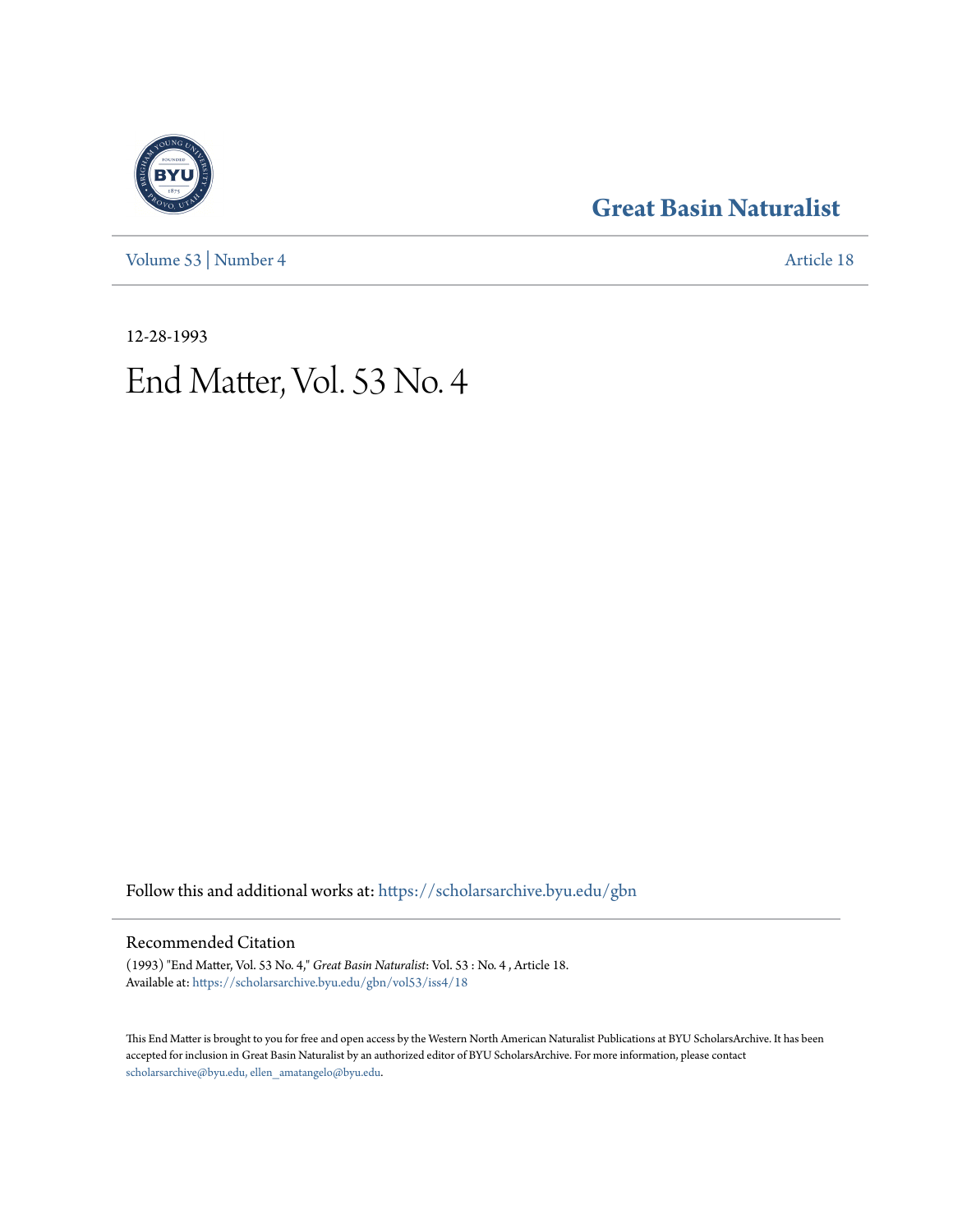Great Basin Naturalist

Volume 53 | Number 4

Article 18

12-28-1993

# End Matter, Vol. 53 No. 4

Follow this and additional works at: https://scholarsarchive.byu.edu/gbn

## Recommended Citation

(1993) "End Matter, Vol. 53 No. 4," *Great Basin Naturalist*: Vol. 53 : No. 4 , Article 18.
Available at: https://scholarsarchive.byu.edu/gbn/vol53/iss4/18

This End Matter is brought to you for free and open access by the Western North American Naturalist Publications at BYU ScholarsArchive. It has been accepted for inclusion in Great Basin Naturalist by an authorized editor of BYU ScholarsArchive. For more information, please contact scholarsarchive@byu.edu, ellen_amatangelo@byu.edu.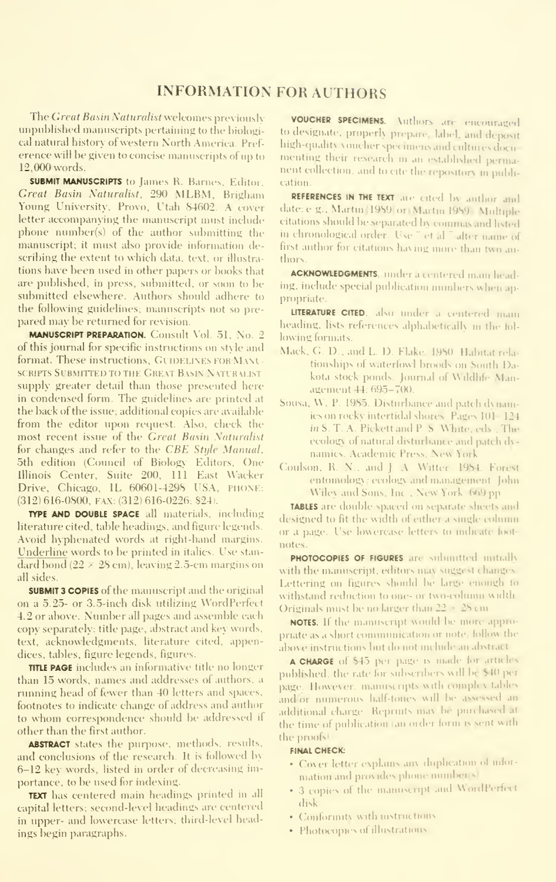# INFORMATION FOR AUTHORS

The *Great Basin Naturalist* welcomes previously unpublished manuscripts pertaining to the biological natural history of western North America. Preference will be given to concise manuscripts of up to 12,000 words.

**SUBMIT MANUSCRIPTS** to James R. Barnes, Editor, *Great Basin Naturalist*, 290 MLBM, Brigham Young University, Provo, Utah 84602. A cover letter accompanying the manuscript must include phone number(s) of the author submitting the manuscript; it must also provide information describing the extent to which data, text, or illustrations have been used in other papers or books that are published, in press, submitted, or soon to be submitted elsewhere. Authors should adhere to the following guidelines; manuscripts not so prepared may be returned for revision.

**MANUSCRIPT PREPARATION.** Consult Vol. 51, No. 2 of this journal for specific instructions on style and format. These instructions, GUIDELINES FOR MANUSCRIPTS SUBMITTED TO THE GREAT BASIN NATURALIST supply greater detail than those presented here in condensed form. The guidelines are printed at the back of the issue; additional copies are available from the editor upon request. Also, check the most recent issue of the *Great Basin Naturalist* for changes and refer to the *CBE Style Manual*, 5th edition (Council of Biology Editors, One Illinois Center, Suite 200, 111 East Wacker Drive, Chicago, IL 60601-4298 USA, PHONE: (312) 616-0800, FAX: (312) 616-0226; $24).

**TYPE AND DOUBLE SPACE** all materials, including literature cited, table headings, and figure legends. Avoid hyphenated words at right-hand margins. Underline words to be printed in italics. Use standard bond (22 × 28 cm), leaving 2.5-cm margins on all sides.

**SUBMIT 3 COPIES** of the manuscript and the original on a 5.25- or 3.5-inch disk utilizing WordPerfect 4.2 or above. Number all pages and assemble each copy separately: title page, abstract and key words, text, acknowledgments, literature cited, appendices, tables, figure legends, figures.

**TITLE PAGE** includes an informative title no longer than 15 words, names and addresses of authors, a running head of fewer than 40 letters and spaces, footnotes to indicate change of address and author to whom correspondence should be addressed if other than the first author.

**ABSTRACT** states the purpose, methods, results, and conclusions of the research. It is followed by 6–12 key words, listed in order of decreasing importance, to be used for indexing.

**TEXT** has centered main headings printed in all capital letters; second-level headings are centered in upper- and lowercase letters; third-level headings begin paragraphs.

**VOUCHER SPECIMENS.** Authors are encouraged to designate, properly prepare, label, and deposit high-quality voucher specimens and cultures documenting their research in an established permanent collection, and to cite the repository in publication.

**REFERENCES IN THE TEXT** are cited by author and date; e.g., Martin (1989) or (Martin 1989). Multiple citations should be separated by commas and listed in chronological order. Use "et al." after name of first author for citations having more than two authors.

**ACKNOWLEDGMENTS**, under a centered main heading, include special publication numbers when appropriate.

**LITERATURE CITED**, also under a centered main heading, lists references alphabetically in the following formats:

Mack, G. D., and L. D. Flake. 1980. Habitat relationships of waterfowl broods on South Dakota stock ponds. Journal of Wildlife Management 44: 695–700.

Sousa, W. P. 1985. Disturbance and patch dynamics on rocky intertidal shores. Pages 101–124 *in* S. T. A. Pickett and P. S. White, eds., The ecology of natural disturbance and patch dynamics. Academic Press, New York.

Coulson, R. N., and J. A. Witter. 1984. Forest entomology: ecology and management. John Wiley and Sons, Inc., New York. 669 pp.

**TABLES** are double spaced on separate sheets and designed to fit the width of either a single column or a page. Use lowercase letters to indicate footnotes.

**PHOTOCOPIES OF FIGURES** are submitted initially with the manuscript; editors may suggest changes. Lettering on figures should be large enough to withstand reduction to one- or two-column width. Originals must be no larger than 22 × 28 cm.

**NOTES.** If the manuscript would be more appropriate as a short communication or note, follow the above instructions but do not include an abstract.

**A CHARGE** of $45 per page is made for articles published; the rate for subscribers will be $40 per page. However, manuscripts with complex tables and/or numerous half-tones will be assessed an additional charge. Reprints may be purchased at the time of publication (an order form is sent with the proofs).

**FINAL CHECK:**

- Cover letter explains any duplication of information and provides phone number(s)
- 3 copies of the manuscript and WordPerfect disk
- Conformity with instructions
- Photocopies of illustrations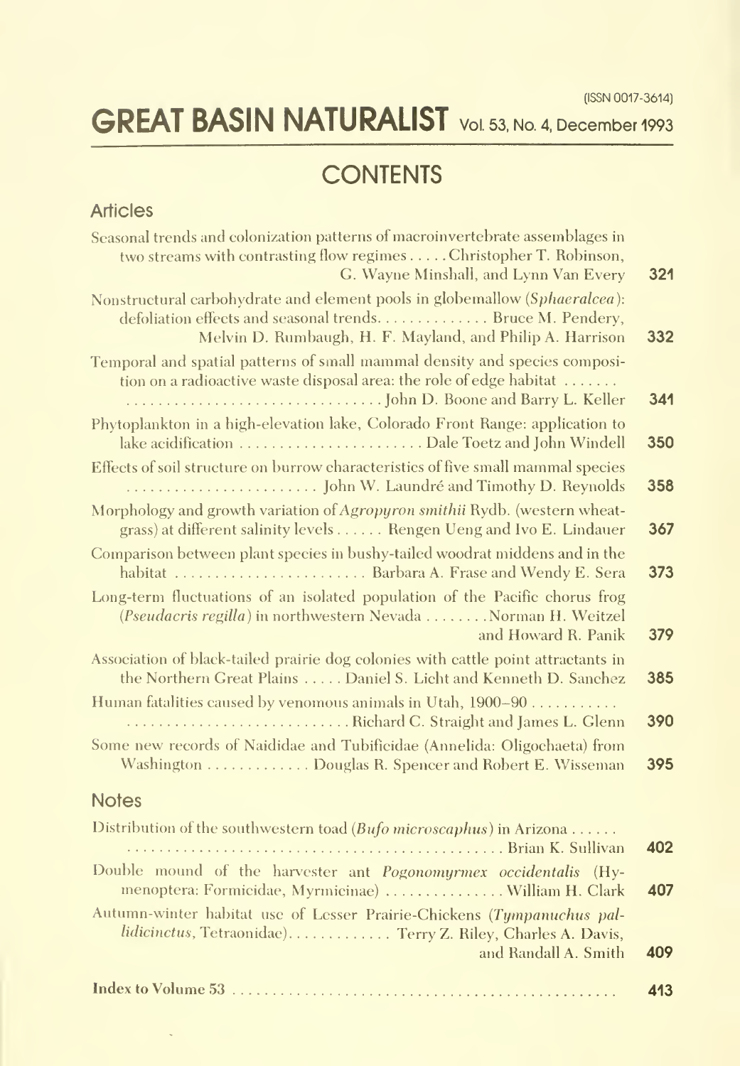(ISSN 0017-3614)

# GREAT BASIN NATURALIST Vol. 53, No. 4, December 1993

## CONTENTS

### Articles

Seasonal trends and colonization patterns of macroinvertebrate assemblages in two streams with contrasting flow regimes . . . . . Christopher T. Robinson, G. Wayne Minshall, and Lynn Van Every — 321

Nonstructural carbohydrate and element pools in globemallow (*Sphaeralcea*): defoliation effects and seasonal trends. . . . . . . . . . . . . Bruce M. Pendery, Melvin D. Rumbaugh, H. F. Mayland, and Philip A. Harrison — 332

Temporal and spatial patterns of small mammal density and species composition on a radioactive waste disposal area: the role of edge habitat . . . . . . . John D. Boone and Barry L. Keller — 341

Phytoplankton in a high-elevation lake, Colorado Front Range: application to lake acidification . . . . . . . . . . . . . . . . . . . . . . . Dale Toetz and John Windell — 350

Effects of soil structure on burrow characteristics of five small mammal species . . . . . . . . . . . . . . . . . . . . . . . John W. Laundré and Timothy D. Reynolds — 358

Morphology and growth variation of *Agropyron smithii* Rydb. (western wheatgrass) at different salinity levels . . . . . . Rengen Ueng and Ivo E. Lindauer — 367

Comparison between plant species in bushy-tailed woodrat middens and in the habitat . . . . . . . . . . . . . . . . . . . . . . . Barbara A. Frase and Wendy E. Sera — 373

Long-term fluctuations of an isolated population of the Pacific chorus frog (*Pseudacris regilla*) in northwestern Nevada . . . . . . . . Norman H. Weitzel and Howard R. Panik — 379

Association of black-tailed prairie dog colonies with cattle point attractants in the Northern Great Plains . . . . . Daniel S. Licht and Kenneth D. Sanchez — 385

Human fatalities caused by venomous animals in Utah, 1900–90 . . . . . . . . . . . . . . . . . . . . . . . . . . . . . . . . . . . . . Richard C. Straight and James L. Glenn — 390

Some new records of Naididae and Tubificidae (Annelida: Oligochaeta) from Washington . . . . . . . . . . . . Douglas R. Spencer and Robert E. Wisseman — 395

### Notes

Distribution of the southwestern toad (*Bufo microscaphus*) in Arizona . . . . . . . . . . . . . . . . . . . . . . . . . . . . . . . . . . . . . . . . . . . . . . . . . Brian K. Sullivan — 402

Double mound of the harvester ant *Pogonomyrmex occidentalis* (Hymenoptera: Formicidae, Myrmicinae) . . . . . . . . . . . . . . . William H. Clark — 407

Autumn-winter habitat use of Lesser Prairie-Chickens (*Tympanuchus pallidicinctus*, Tetraonidae). . . . . . . . . . . . Terry Z. Riley, Charles A. Davis, and Randall A. Smith — 409

**Index to Volume 53** . . . . . . . . . . . . . . . . . . . . . . . . . . . . . . . . . . . . . . . . . . . . . . . . — 413